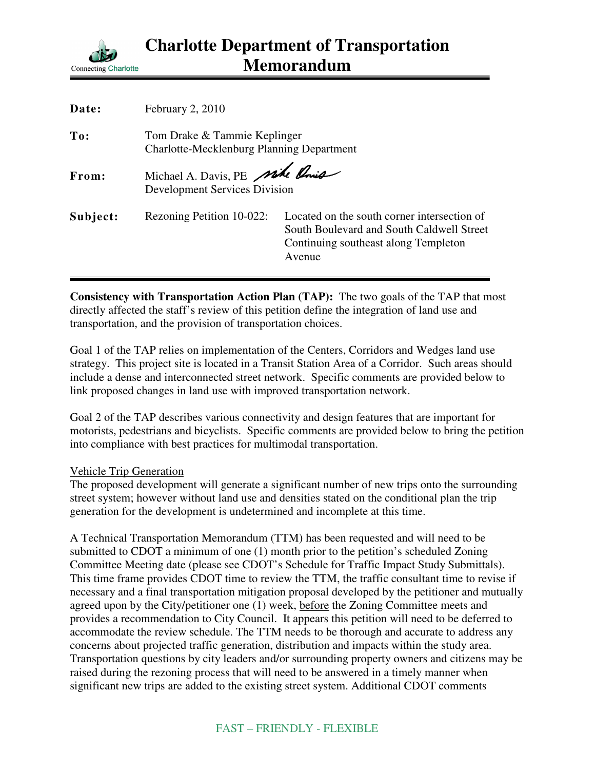# Charlotte Department of Transportation Memorandum

Connecting Charlotte

**Date:** February 2, 2010

**To:** Tom Drake & Tammie Keplinger
Charlotte-Mecklenburg Planning Department

**From:** Michael A. Davis, PE
Development Services Division

**Subject:** Rezoning Petition 10-022: Located on the south corner intersection of South Boulevard and South Caldwell Street Continuing southeast along Templeton Avenue

---

**Consistency with Transportation Action Plan (TAP):** The two goals of the TAP that most directly affected the staff's review of this petition define the integration of land use and transportation, and the provision of transportation choices.

Goal 1 of the TAP relies on implementation of the Centers, Corridors and Wedges land use strategy. This project site is located in a Transit Station Area of a Corridor. Such areas should include a dense and interconnected street network. Specific comments are provided below to link proposed changes in land use with improved transportation network.

Goal 2 of the TAP describes various connectivity and design features that are important for motorists, pedestrians and bicyclists. Specific comments are provided below to bring the petition into compliance with best practices for multimodal transportation.

Vehicle Trip Generation

The proposed development will generate a significant number of new trips onto the surrounding street system; however without land use and densities stated on the conditional plan the trip generation for the development is undetermined and incomplete at this time.

A Technical Transportation Memorandum (TTM) has been requested and will need to be submitted to CDOT a minimum of one (1) month prior to the petition's scheduled Zoning Committee Meeting date (please see CDOT's Schedule for Traffic Impact Study Submittals). This time frame provides CDOT time to review the TTM, the traffic consultant time to revise if necessary and a final transportation mitigation proposal developed by the petitioner and mutually agreed upon by the City/petitioner one (1) week, before the Zoning Committee meets and provides a recommendation to City Council. It appears this petition will need to be deferred to accommodate the review schedule. The TTM needs to be thorough and accurate to address any concerns about projected traffic generation, distribution and impacts within the study area. Transportation questions by city leaders and/or surrounding property owners and citizens may be raised during the rezoning process that will need to be answered in a timely manner when significant new trips are added to the existing street system. Additional CDOT comments

FAST – FRIENDLY - FLEXIBLE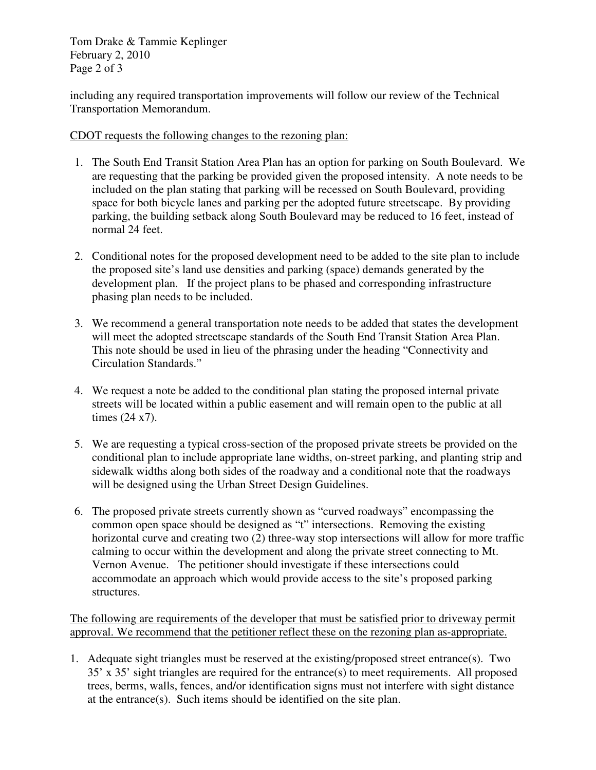including any required transportation improvements will follow our review of the Technical Transportation Memorandum.

<u>CDOT requests the following changes to the rezoning plan:</u>

1. The South End Transit Station Area Plan has an option for parking on South Boulevard. We are requesting that the parking be provided given the proposed intensity. A note needs to be included on the plan stating that parking will be recessed on South Boulevard, providing space for both bicycle lanes and parking per the adopted future streetscape. By providing parking, the building setback along South Boulevard may be reduced to 16 feet, instead of normal 24 feet.

2. Conditional notes for the proposed development need to be added to the site plan to include the proposed site's land use densities and parking (space) demands generated by the development plan. If the project plans to be phased and corresponding infrastructure phasing plan needs to be included.

3. We recommend a general transportation note needs to be added that states the development will meet the adopted streetscape standards of the South End Transit Station Area Plan. This note should be used in lieu of the phrasing under the heading "Connectivity and Circulation Standards."

4. We request a note be added to the conditional plan stating the proposed internal private streets will be located within a public easement and will remain open to the public at all times (24 x7).

5. We are requesting a typical cross-section of the proposed private streets be provided on the conditional plan to include appropriate lane widths, on-street parking, and planting strip and sidewalk widths along both sides of the roadway and a conditional note that the roadways will be designed using the Urban Street Design Guidelines.

6. The proposed private streets currently shown as "curved roadways" encompassing the common open space should be designed as "t" intersections. Removing the existing horizontal curve and creating two (2) three-way stop intersections will allow for more traffic calming to occur within the development and along the private street connecting to Mt. Vernon Avenue. The petitioner should investigate if these intersections could accommodate an approach which would provide access to the site's proposed parking structures.

<u>The following are requirements of the developer that must be satisfied prior to driveway permit approval. We recommend that the petitioner reflect these on the rezoning plan as-appropriate.</u>

1. Adequate sight triangles must be reserved at the existing/proposed street entrance(s). Two 35' x 35' sight triangles are required for the entrance(s) to meet requirements. All proposed trees, berms, walls, fences, and/or identification signs must not interfere with sight distance at the entrance(s). Such items should be identified on the site plan.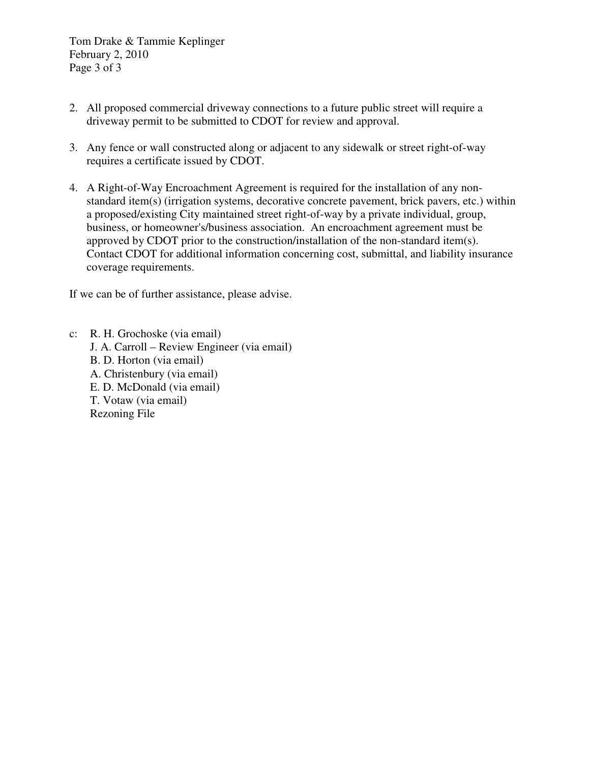2. All proposed commercial driveway connections to a future public street will require a driveway permit to be submitted to CDOT for review and approval.

3. Any fence or wall constructed along or adjacent to any sidewalk or street right-of-way requires a certificate issued by CDOT.

4. A Right-of-Way Encroachment Agreement is required for the installation of any non-standard item(s) (irrigation systems, decorative concrete pavement, brick pavers, etc.) within a proposed/existing City maintained street right-of-way by a private individual, group, business, or homeowner's/business association. An encroachment agreement must be approved by CDOT prior to the construction/installation of the non-standard item(s). Contact CDOT for additional information concerning cost, submittal, and liability insurance coverage requirements.

If we can be of further assistance, please advise.

c: R. H. Grochoske (via email)  
J. A. Carroll – Review Engineer (via email)  
B. D. Horton (via email)  
A. Christenbury (via email)  
E. D. McDonald (via email)  
T. Votaw (via email)  
Rezoning File